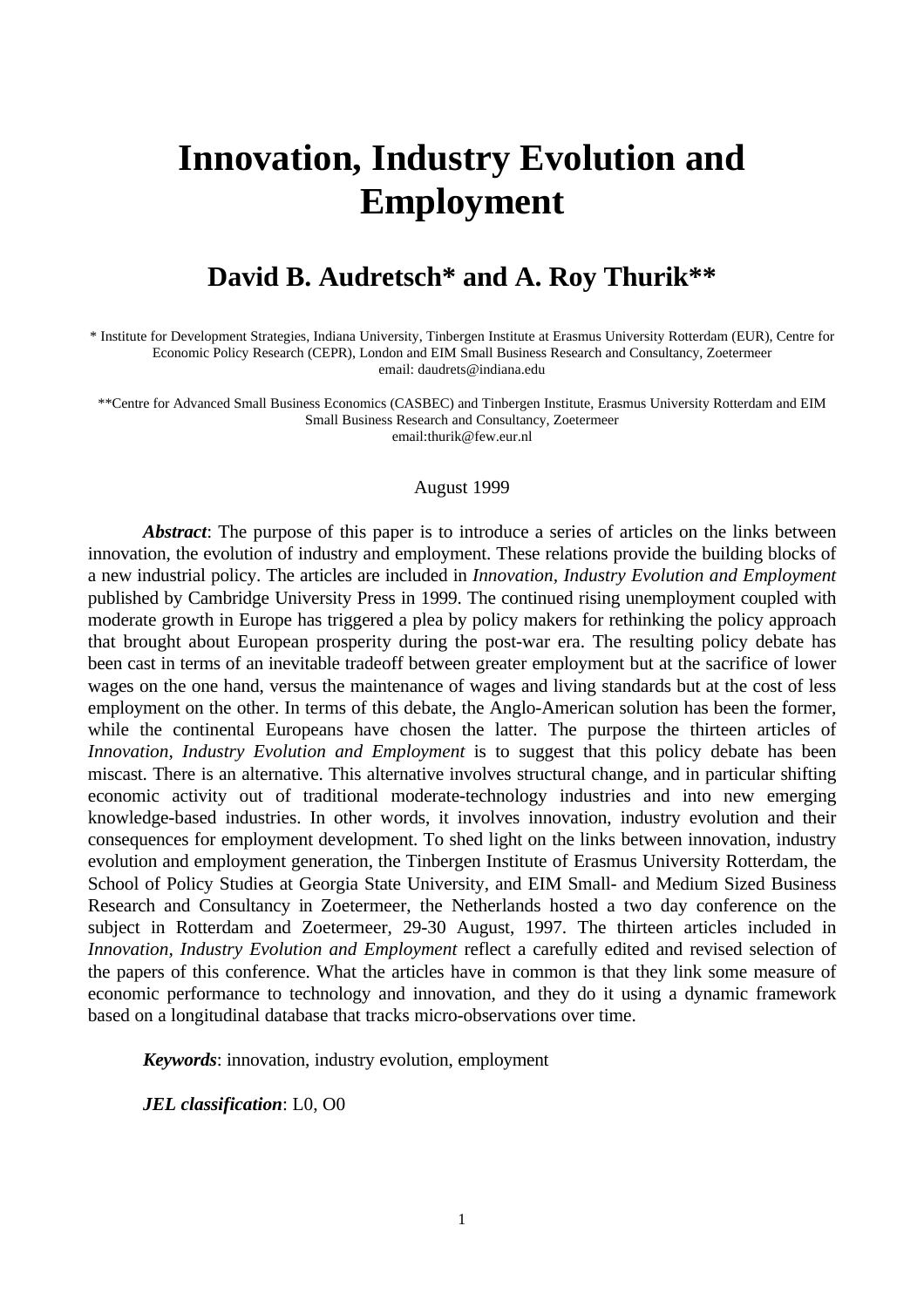# Innovation, Industry Evolution and Employment

## David B. Audretsch* and A. Roy Thurik**

* Institute for Development Strategies, Indiana University, Tinbergen Institute at Erasmus University Rotterdam (EUR), Centre for Economic Policy Research (CEPR), London and EIM Small Business Research and Consultancy, Zoetermeer
email: daudrets@indiana.edu

**Centre for Advanced Small Business Economics (CASBEC) and Tinbergen Institute, Erasmus University Rotterdam and EIM Small Business Research and Consultancy, Zoetermeer
email:thurik@few.eur.nl

August 1999

***Abstract***: The purpose of this paper is to introduce a series of articles on the links between innovation, the evolution of industry and employment. These relations provide the building blocks of a new industrial policy. The articles are included in *Innovation, Industry Evolution and Employment* published by Cambridge University Press in 1999. The continued rising unemployment coupled with moderate growth in Europe has triggered a plea by policy makers for rethinking the policy approach that brought about European prosperity during the post-war era. The resulting policy debate has been cast in terms of an inevitable tradeoff between greater employment but at the sacrifice of lower wages on the one hand, versus the maintenance of wages and living standards but at the cost of less employment on the other. In terms of this debate, the Anglo-American solution has been the former, while the continental Europeans have chosen the latter. The purpose the thirteen articles of *Innovation, Industry Evolution and Employment* is to suggest that this policy debate has been miscast. There is an alternative. This alternative involves structural change, and in particular shifting economic activity out of traditional moderate-technology industries and into new emerging knowledge-based industries. In other words, it involves innovation, industry evolution and their consequences for employment development. To shed light on the links between innovation, industry evolution and employment generation, the Tinbergen Institute of Erasmus University Rotterdam, the School of Policy Studies at Georgia State University, and EIM Small- and Medium Sized Business Research and Consultancy in Zoetermeer, the Netherlands hosted a two day conference on the subject in Rotterdam and Zoetermeer, 29-30 August, 1997. The thirteen articles included in *Innovation, Industry Evolution and Employment* reflect a carefully edited and revised selection of the papers of this conference. What the articles have in common is that they link some measure of economic performance to technology and innovation, and they do it using a dynamic framework based on a longitudinal database that tracks micro-observations over time.

***Keywords***: innovation, industry evolution, employment

***JEL classification***: L0, O0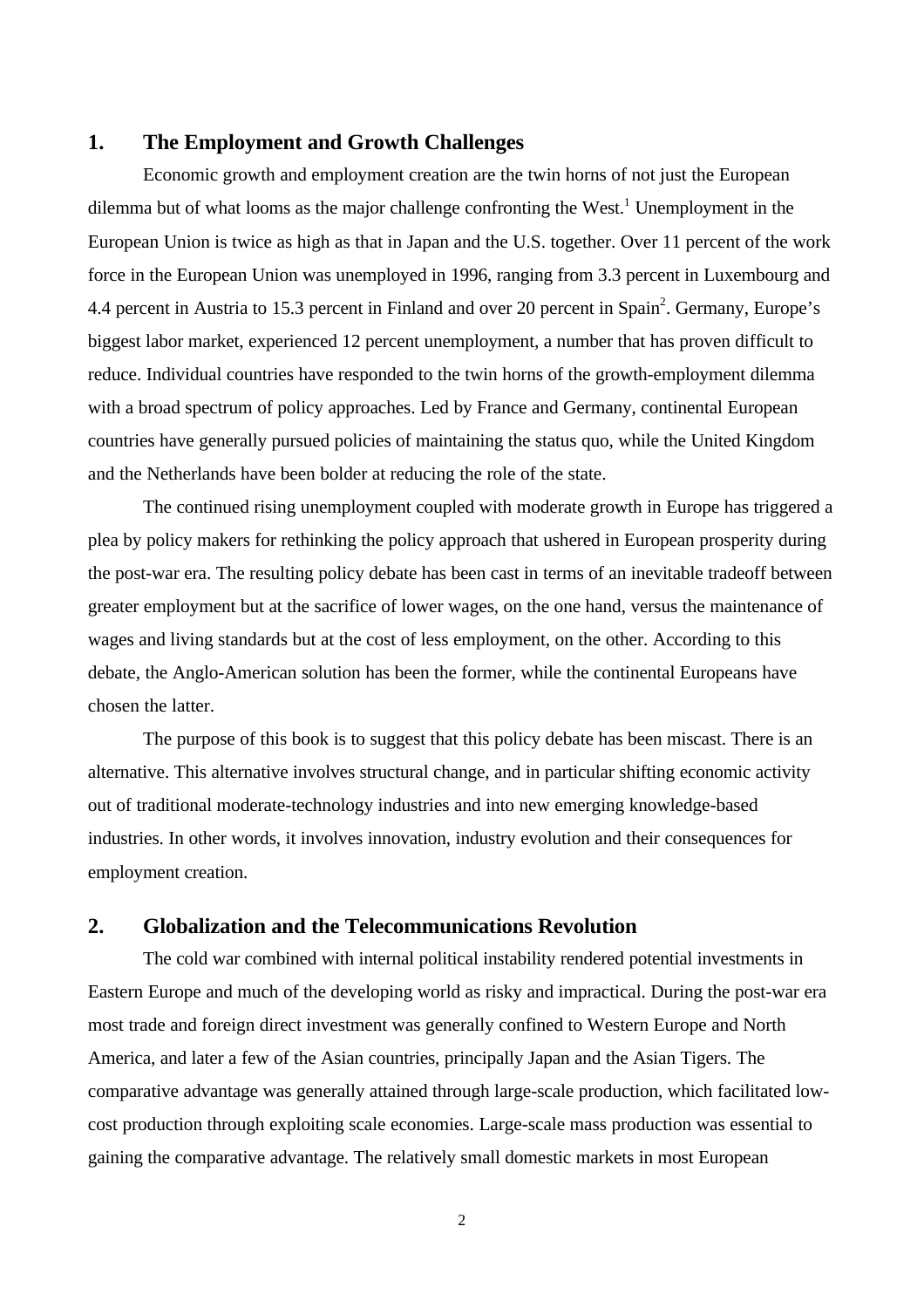## 1. The Employment and Growth Challenges

Economic growth and employment creation are the twin horns of not just the European dilemma but of what looms as the major challenge confronting the West.[1] Unemployment in the European Union is twice as high as that in Japan and the U.S. together. Over 11 percent of the work force in the European Union was unemployed in 1996, ranging from 3.3 percent in Luxembourg and 4.4 percent in Austria to 15.3 percent in Finland and over 20 percent in Spain[2]. Germany, Europe's biggest labor market, experienced 12 percent unemployment, a number that has proven difficult to reduce. Individual countries have responded to the twin horns of the growth-employment dilemma with a broad spectrum of policy approaches. Led by France and Germany, continental European countries have generally pursued policies of maintaining the status quo, while the United Kingdom and the Netherlands have been bolder at reducing the role of the state.

The continued rising unemployment coupled with moderate growth in Europe has triggered a plea by policy makers for rethinking the policy approach that ushered in European prosperity during the post-war era. The resulting policy debate has been cast in terms of an inevitable tradeoff between greater employment but at the sacrifice of lower wages, on the one hand, versus the maintenance of wages and living standards but at the cost of less employment, on the other. According to this debate, the Anglo-American solution has been the former, while the continental Europeans have chosen the latter.

The purpose of this book is to suggest that this policy debate has been miscast. There is an alternative. This alternative involves structural change, and in particular shifting economic activity out of traditional moderate-technology industries and into new emerging knowledge-based industries. In other words, it involves innovation, industry evolution and their consequences for employment creation.

## 2. Globalization and the Telecommunications Revolution

The cold war combined with internal political instability rendered potential investments in Eastern Europe and much of the developing world as risky and impractical. During the post-war era most trade and foreign direct investment was generally confined to Western Europe and North America, and later a few of the Asian countries, principally Japan and the Asian Tigers. The comparative advantage was generally attained through large-scale production, which facilitated low-cost production through exploiting scale economies. Large-scale mass production was essential to gaining the comparative advantage. The relatively small domestic markets in most European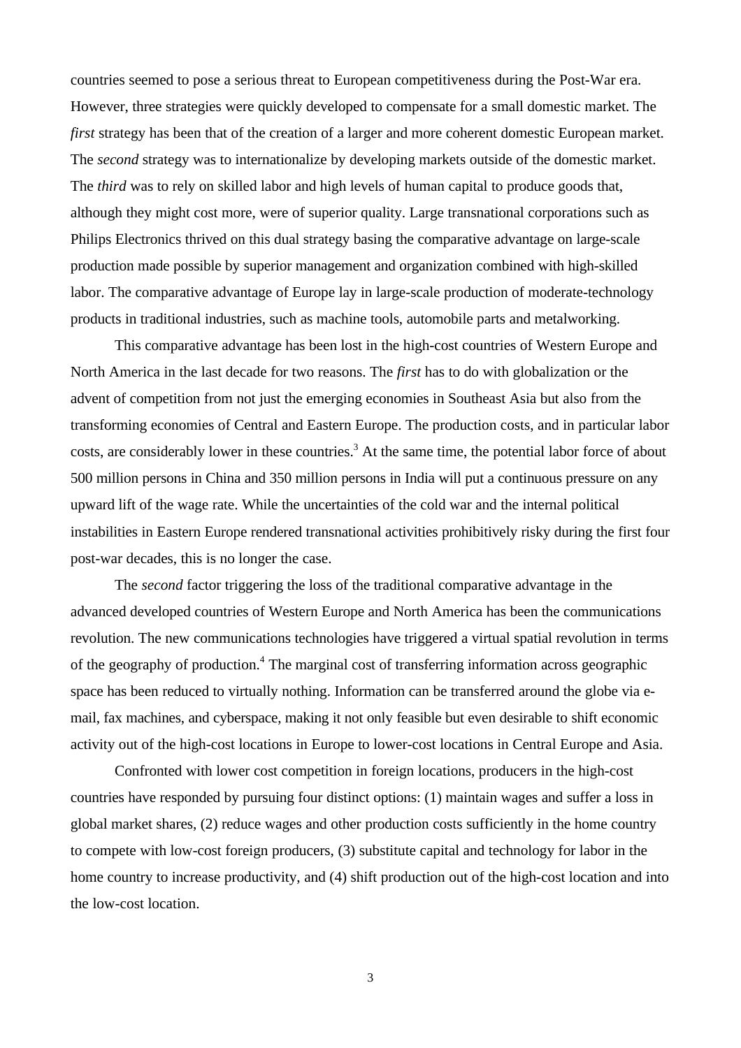countries seemed to pose a serious threat to European competitiveness during the Post-War era. However, three strategies were quickly developed to compensate for a small domestic market. The *first* strategy has been that of the creation of a larger and more coherent domestic European market. The *second* strategy was to internationalize by developing markets outside of the domestic market. The *third* was to rely on skilled labor and high levels of human capital to produce goods that, although they might cost more, were of superior quality. Large transnational corporations such as Philips Electronics thrived on this dual strategy basing the comparative advantage on large-scale production made possible by superior management and organization combined with high-skilled labor. The comparative advantage of Europe lay in large-scale production of moderate-technology products in traditional industries, such as machine tools, automobile parts and metalworking.

This comparative advantage has been lost in the high-cost countries of Western Europe and North America in the last decade for two reasons. The *first* has to do with globalization or the advent of competition from not just the emerging economies in Southeast Asia but also from the transforming economies of Central and Eastern Europe. The production costs, and in particular labor costs, are considerably lower in these countries.[3] At the same time, the potential labor force of about 500 million persons in China and 350 million persons in India will put a continuous pressure on any upward lift of the wage rate. While the uncertainties of the cold war and the internal political instabilities in Eastern Europe rendered transnational activities prohibitively risky during the first four post-war decades, this is no longer the case.

The *second* factor triggering the loss of the traditional comparative advantage in the advanced developed countries of Western Europe and North America has been the communications revolution. The new communications technologies have triggered a virtual spatial revolution in terms of the geography of production.[4] The marginal cost of transferring information across geographic space has been reduced to virtually nothing. Information can be transferred around the globe via e-mail, fax machines, and cyberspace, making it not only feasible but even desirable to shift economic activity out of the high-cost locations in Europe to lower-cost locations in Central Europe and Asia.

Confronted with lower cost competition in foreign locations, producers in the high-cost countries have responded by pursuing four distinct options: (1) maintain wages and suffer a loss in global market shares, (2) reduce wages and other production costs sufficiently in the home country to compete with low-cost foreign producers, (3) substitute capital and technology for labor in the home country to increase productivity, and (4) shift production out of the high-cost location and into the low-cost location.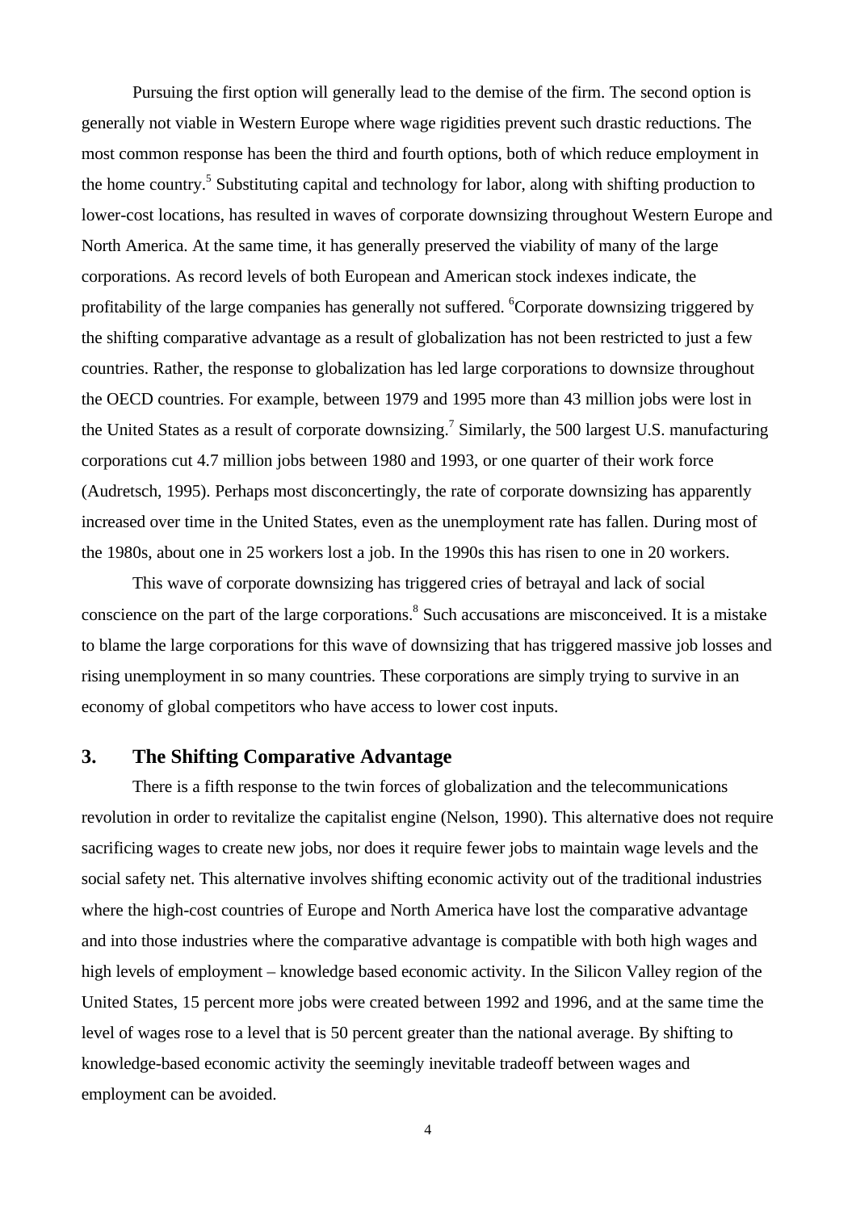Pursuing the first option will generally lead to the demise of the firm. The second option is generally not viable in Western Europe where wage rigidities prevent such drastic reductions. The most common response has been the third and fourth options, both of which reduce employment in the home country.[5] Substituting capital and technology for labor, along with shifting production to lower-cost locations, has resulted in waves of corporate downsizing throughout Western Europe and North America. At the same time, it has generally preserved the viability of many of the large corporations. As record levels of both European and American stock indexes indicate, the profitability of the large companies has generally not suffered. [6]Corporate downsizing triggered by the shifting comparative advantage as a result of globalization has not been restricted to just a few countries. Rather, the response to globalization has led large corporations to downsize throughout the OECD countries. For example, between 1979 and 1995 more than 43 million jobs were lost in the United States as a result of corporate downsizing.[7] Similarly, the 500 largest U.S. manufacturing corporations cut 4.7 million jobs between 1980 and 1993, or one quarter of their work force (Audretsch, 1995). Perhaps most disconcertingly, the rate of corporate downsizing has apparently increased over time in the United States, even as the unemployment rate has fallen. During most of the 1980s, about one in 25 workers lost a job. In the 1990s this has risen to one in 20 workers.

This wave of corporate downsizing has triggered cries of betrayal and lack of social conscience on the part of the large corporations.[8] Such accusations are misconceived. It is a mistake to blame the large corporations for this wave of downsizing that has triggered massive job losses and rising unemployment in so many countries. These corporations are simply trying to survive in an economy of global competitors who have access to lower cost inputs.

## 3. The Shifting Comparative Advantage

There is a fifth response to the twin forces of globalization and the telecommunications revolution in order to revitalize the capitalist engine (Nelson, 1990). This alternative does not require sacrificing wages to create new jobs, nor does it require fewer jobs to maintain wage levels and the social safety net. This alternative involves shifting economic activity out of the traditional industries where the high-cost countries of Europe and North America have lost the comparative advantage and into those industries where the comparative advantage is compatible with both high wages and high levels of employment – knowledge based economic activity. In the Silicon Valley region of the United States, 15 percent more jobs were created between 1992 and 1996, and at the same time the level of wages rose to a level that is 50 percent greater than the national average. By shifting to knowledge-based economic activity the seemingly inevitable tradeoff between wages and employment can be avoided.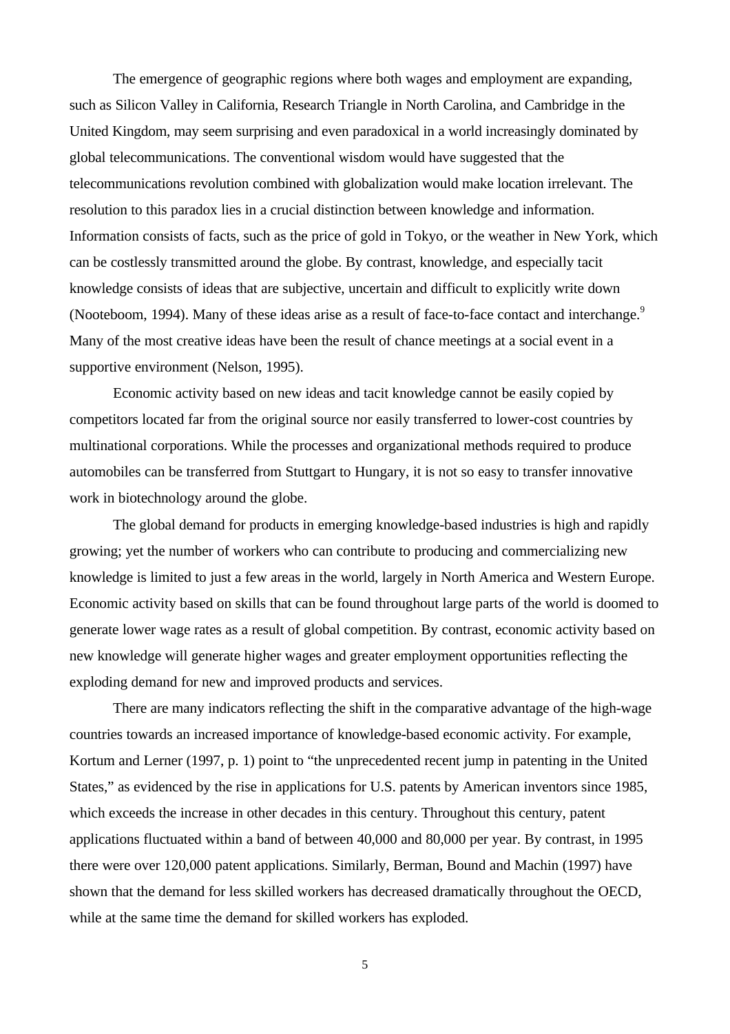The emergence of geographic regions where both wages and employment are expanding, such as Silicon Valley in California, Research Triangle in North Carolina, and Cambridge in the United Kingdom, may seem surprising and even paradoxical in a world increasingly dominated by global telecommunications. The conventional wisdom would have suggested that the telecommunications revolution combined with globalization would make location irrelevant. The resolution to this paradox lies in a crucial distinction between knowledge and information. Information consists of facts, such as the price of gold in Tokyo, or the weather in New York, which can be costlessly transmitted around the globe. By contrast, knowledge, and especially tacit knowledge consists of ideas that are subjective, uncertain and difficult to explicitly write down (Nooteboom, 1994). Many of these ideas arise as a result of face-to-face contact and interchange.[9] Many of the most creative ideas have been the result of chance meetings at a social event in a supportive environment (Nelson, 1995).

Economic activity based on new ideas and tacit knowledge cannot be easily copied by competitors located far from the original source nor easily transferred to lower-cost countries by multinational corporations. While the processes and organizational methods required to produce automobiles can be transferred from Stuttgart to Hungary, it is not so easy to transfer innovative work in biotechnology around the globe.

The global demand for products in emerging knowledge-based industries is high and rapidly growing; yet the number of workers who can contribute to producing and commercializing new knowledge is limited to just a few areas in the world, largely in North America and Western Europe. Economic activity based on skills that can be found throughout large parts of the world is doomed to generate lower wage rates as a result of global competition. By contrast, economic activity based on new knowledge will generate higher wages and greater employment opportunities reflecting the exploding demand for new and improved products and services.

There are many indicators reflecting the shift in the comparative advantage of the high-wage countries towards an increased importance of knowledge-based economic activity. For example, Kortum and Lerner (1997, p. 1) point to "the unprecedented recent jump in patenting in the United States," as evidenced by the rise in applications for U.S. patents by American inventors since 1985, which exceeds the increase in other decades in this century. Throughout this century, patent applications fluctuated within a band of between 40,000 and 80,000 per year. By contrast, in 1995 there were over 120,000 patent applications. Similarly, Berman, Bound and Machin (1997) have shown that the demand for less skilled workers has decreased dramatically throughout the OECD, while at the same time the demand for skilled workers has exploded.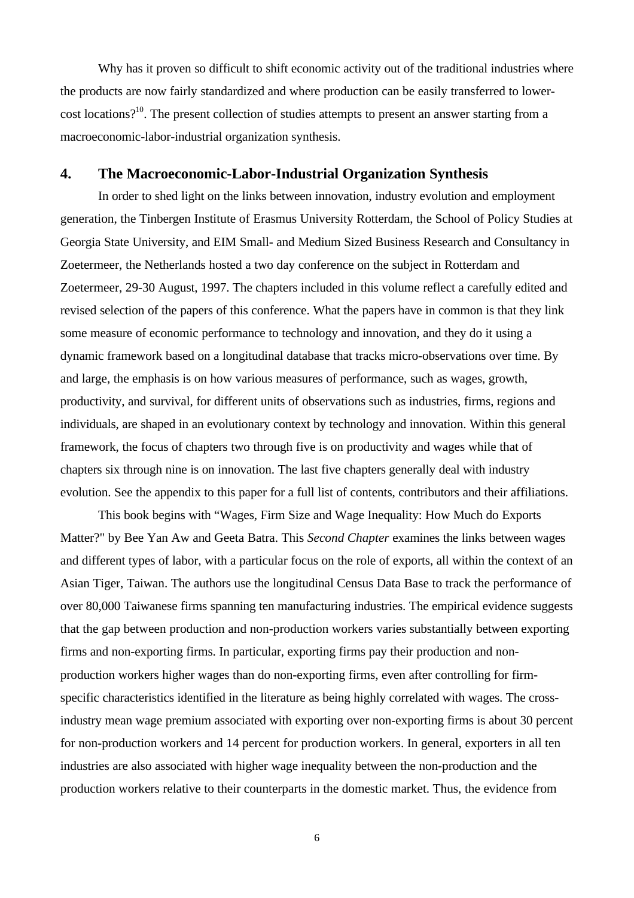Why has it proven so difficult to shift economic activity out of the traditional industries where the products are now fairly standardized and where production can be easily transferred to lower-cost locations?[10]. The present collection of studies attempts to present an answer starting from a macroeconomic-labor-industrial organization synthesis.

## 4. The Macroeconomic-Labor-Industrial Organization Synthesis

In order to shed light on the links between innovation, industry evolution and employment generation, the Tinbergen Institute of Erasmus University Rotterdam, the School of Policy Studies at Georgia State University, and EIM Small- and Medium Sized Business Research and Consultancy in Zoetermeer, the Netherlands hosted a two day conference on the subject in Rotterdam and Zoetermeer, 29-30 August, 1997. The chapters included in this volume reflect a carefully edited and revised selection of the papers of this conference. What the papers have in common is that they link some measure of economic performance to technology and innovation, and they do it using a dynamic framework based on a longitudinal database that tracks micro-observations over time. By and large, the emphasis is on how various measures of performance, such as wages, growth, productivity, and survival, for different units of observations such as industries, firms, regions and individuals, are shaped in an evolutionary context by technology and innovation. Within this general framework, the focus of chapters two through five is on productivity and wages while that of chapters six through nine is on innovation. The last five chapters generally deal with industry evolution. See the appendix to this paper for a full list of contents, contributors and their affiliations.

This book begins with "Wages, Firm Size and Wage Inequality: How Much do Exports Matter?" by Bee Yan Aw and Geeta Batra. This *Second Chapter* examines the links between wages and different types of labor, with a particular focus on the role of exports, all within the context of an Asian Tiger, Taiwan. The authors use the longitudinal Census Data Base to track the performance of over 80,000 Taiwanese firms spanning ten manufacturing industries. The empirical evidence suggests that the gap between production and non-production workers varies substantially between exporting firms and non-exporting firms. In particular, exporting firms pay their production and non-production workers higher wages than do non-exporting firms, even after controlling for firm-specific characteristics identified in the literature as being highly correlated with wages. The cross-industry mean wage premium associated with exporting over non-exporting firms is about 30 percent for non-production workers and 14 percent for production workers. In general, exporters in all ten industries are also associated with higher wage inequality between the non-production and the production workers relative to their counterparts in the domestic market. Thus, the evidence from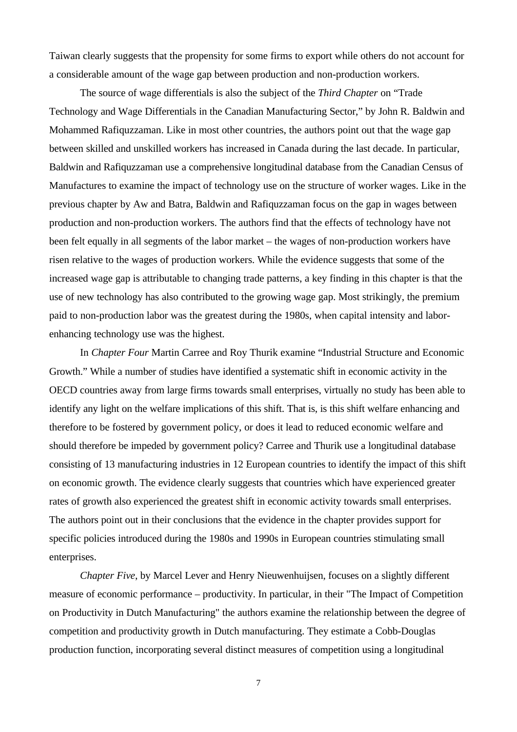Taiwan clearly suggests that the propensity for some firms to export while others do not account for a considerable amount of the wage gap between production and non-production workers.

The source of wage differentials is also the subject of the *Third Chapter* on "Trade Technology and Wage Differentials in the Canadian Manufacturing Sector," by John R. Baldwin and Mohammed Rafiquzzaman. Like in most other countries, the authors point out that the wage gap between skilled and unskilled workers has increased in Canada during the last decade. In particular, Baldwin and Rafiquzzaman use a comprehensive longitudinal database from the Canadian Census of Manufactures to examine the impact of technology use on the structure of worker wages. Like in the previous chapter by Aw and Batra, Baldwin and Rafiquzzaman focus on the gap in wages between production and non-production workers. The authors find that the effects of technology have not been felt equally in all segments of the labor market – the wages of non-production workers have risen relative to the wages of production workers. While the evidence suggests that some of the increased wage gap is attributable to changing trade patterns, a key finding in this chapter is that the use of new technology has also contributed to the growing wage gap. Most strikingly, the premium paid to non-production labor was the greatest during the 1980s, when capital intensity and labor-enhancing technology use was the highest.

In *Chapter Four* Martin Carree and Roy Thurik examine "Industrial Structure and Economic Growth." While a number of studies have identified a systematic shift in economic activity in the OECD countries away from large firms towards small enterprises, virtually no study has been able to identify any light on the welfare implications of this shift. That is, is this shift welfare enhancing and therefore to be fostered by government policy, or does it lead to reduced economic welfare and should therefore be impeded by government policy? Carree and Thurik use a longitudinal database consisting of 13 manufacturing industries in 12 European countries to identify the impact of this shift on economic growth. The evidence clearly suggests that countries which have experienced greater rates of growth also experienced the greatest shift in economic activity towards small enterprises. The authors point out in their conclusions that the evidence in the chapter provides support for specific policies introduced during the 1980s and 1990s in European countries stimulating small enterprises.

*Chapter Five*, by Marcel Lever and Henry Nieuwenhuijsen, focuses on a slightly different measure of economic performance – productivity. In particular, in their "The Impact of Competition on Productivity in Dutch Manufacturing" the authors examine the relationship between the degree of competition and productivity growth in Dutch manufacturing. They estimate a Cobb-Douglas production function, incorporating several distinct measures of competition using a longitudinal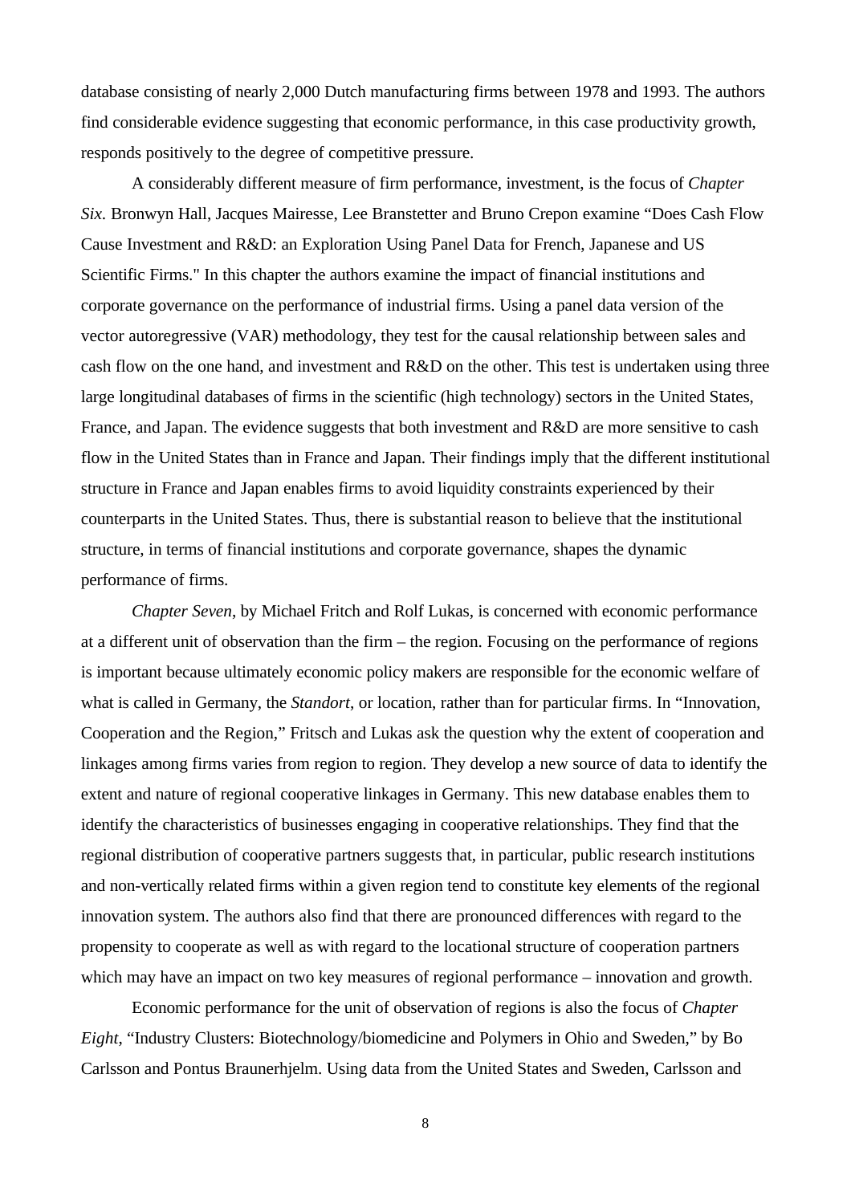database consisting of nearly 2,000 Dutch manufacturing firms between 1978 and 1993. The authors find considerable evidence suggesting that economic performance, in this case productivity growth, responds positively to the degree of competitive pressure.

A considerably different measure of firm performance, investment, is the focus of *Chapter Six.* Bronwyn Hall, Jacques Mairesse, Lee Branstetter and Bruno Crepon examine "Does Cash Flow Cause Investment and R&D: an Exploration Using Panel Data for French, Japanese and US Scientific Firms." In this chapter the authors examine the impact of financial institutions and corporate governance on the performance of industrial firms. Using a panel data version of the vector autoregressive (VAR) methodology, they test for the causal relationship between sales and cash flow on the one hand, and investment and R&D on the other. This test is undertaken using three large longitudinal databases of firms in the scientific (high technology) sectors in the United States, France, and Japan. The evidence suggests that both investment and R&D are more sensitive to cash flow in the United States than in France and Japan. Their findings imply that the different institutional structure in France and Japan enables firms to avoid liquidity constraints experienced by their counterparts in the United States. Thus, there is substantial reason to believe that the institutional structure, in terms of financial institutions and corporate governance, shapes the dynamic performance of firms.

*Chapter Seven*, by Michael Fritch and Rolf Lukas, is concerned with economic performance at a different unit of observation than the firm – the region. Focusing on the performance of regions is important because ultimately economic policy makers are responsible for the economic welfare of what is called in Germany, the *Standort*, or location, rather than for particular firms. In "Innovation, Cooperation and the Region," Fritsch and Lukas ask the question why the extent of cooperation and linkages among firms varies from region to region. They develop a new source of data to identify the extent and nature of regional cooperative linkages in Germany. This new database enables them to identify the characteristics of businesses engaging in cooperative relationships. They find that the regional distribution of cooperative partners suggests that, in particular, public research institutions and non-vertically related firms within a given region tend to constitute key elements of the regional innovation system. The authors also find that there are pronounced differences with regard to the propensity to cooperate as well as with regard to the locational structure of cooperation partners which may have an impact on two key measures of regional performance – innovation and growth.

Economic performance for the unit of observation of regions is also the focus of *Chapter Eight*, "Industry Clusters: Biotechnology/biomedicine and Polymers in Ohio and Sweden," by Bo Carlsson and Pontus Braunerhjelm. Using data from the United States and Sweden, Carlsson and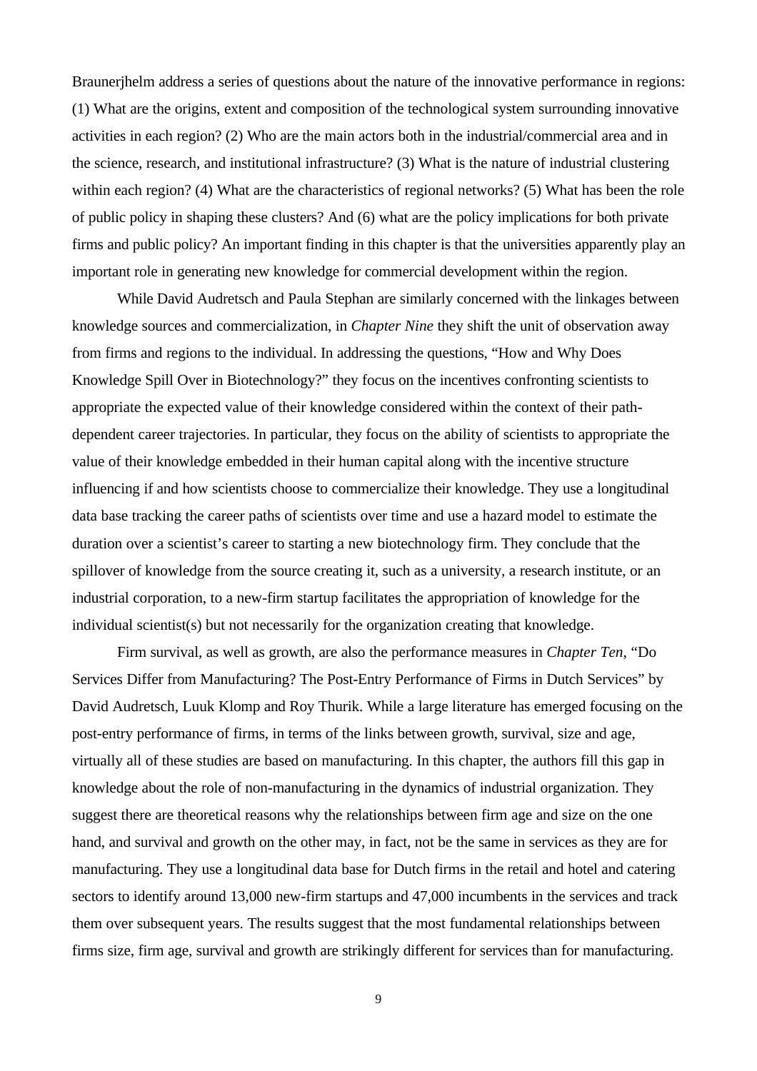Braunerjhelm address a series of questions about the nature of the innovative performance in regions: (1) What are the origins, extent and composition of the technological system surrounding innovative activities in each region? (2) Who are the main actors both in the industrial/commercial area and in the science, research, and institutional infrastructure? (3) What is the nature of industrial clustering within each region? (4) What are the characteristics of regional networks? (5) What has been the role of public policy in shaping these clusters? And (6) what are the policy implications for both private firms and public policy? An important finding in this chapter is that the universities apparently play an important role in generating new knowledge for commercial development within the region.

While David Audretsch and Paula Stephan are similarly concerned with the linkages between knowledge sources and commercialization, in *Chapter Nine* they shift the unit of observation away from firms and regions to the individual. In addressing the questions, "How and Why Does Knowledge Spill Over in Biotechnology?" they focus on the incentives confronting scientists to appropriate the expected value of their knowledge considered within the context of their path-dependent career trajectories. In particular, they focus on the ability of scientists to appropriate the value of their knowledge embedded in their human capital along with the incentive structure influencing if and how scientists choose to commercialize their knowledge. They use a longitudinal data base tracking the career paths of scientists over time and use a hazard model to estimate the duration over a scientist's career to starting a new biotechnology firm. They conclude that the spillover of knowledge from the source creating it, such as a university, a research institute, or an industrial corporation, to a new-firm startup facilitates the appropriation of knowledge for the individual scientist(s) but not necessarily for the organization creating that knowledge.

Firm survival, as well as growth, are also the performance measures in *Chapter Ten*, "Do Services Differ from Manufacturing? The Post-Entry Performance of Firms in Dutch Services" by David Audretsch, Luuk Klomp and Roy Thurik. While a large literature has emerged focusing on the post-entry performance of firms, in terms of the links between growth, survival, size and age, virtually all of these studies are based on manufacturing. In this chapter, the authors fill this gap in knowledge about the role of non-manufacturing in the dynamics of industrial organization. They suggest there are theoretical reasons why the relationships between firm age and size on the one hand, and survival and growth on the other may, in fact, not be the same in services as they are for manufacturing. They use a longitudinal data base for Dutch firms in the retail and hotel and catering sectors to identify around 13,000 new-firm startups and 47,000 incumbents in the services and track them over subsequent years. The results suggest that the most fundamental relationships between firms size, firm age, survival and growth are strikingly different for services than for manufacturing.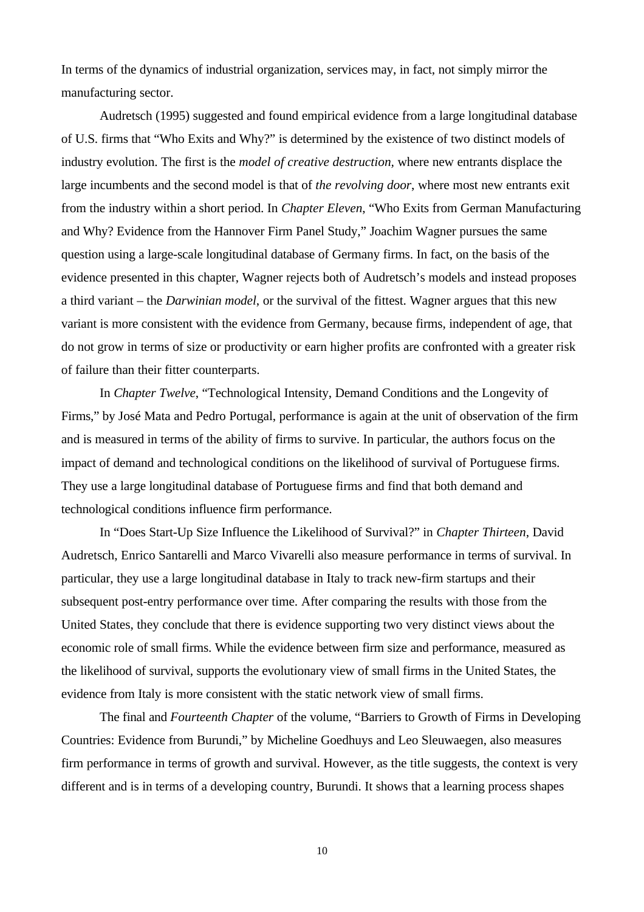In terms of the dynamics of industrial organization, services may, in fact, not simply mirror the manufacturing sector.

Audretsch (1995) suggested and found empirical evidence from a large longitudinal database of U.S. firms that "Who Exits and Why?" is determined by the existence of two distinct models of industry evolution. The first is the *model of creative destruction*, where new entrants displace the large incumbents and the second model is that of *the revolving door*, where most new entrants exit from the industry within a short period. In *Chapter Eleven*, "Who Exits from German Manufacturing and Why? Evidence from the Hannover Firm Panel Study," Joachim Wagner pursues the same question using a large-scale longitudinal database of Germany firms. In fact, on the basis of the evidence presented in this chapter, Wagner rejects both of Audretsch's models and instead proposes a third variant – the *Darwinian model*, or the survival of the fittest. Wagner argues that this new variant is more consistent with the evidence from Germany, because firms, independent of age, that do not grow in terms of size or productivity or earn higher profits are confronted with a greater risk of failure than their fitter counterparts.

In *Chapter Twelve*, "Technological Intensity, Demand Conditions and the Longevity of Firms," by José Mata and Pedro Portugal, performance is again at the unit of observation of the firm and is measured in terms of the ability of firms to survive. In particular, the authors focus on the impact of demand and technological conditions on the likelihood of survival of Portuguese firms. They use a large longitudinal database of Portuguese firms and find that both demand and technological conditions influence firm performance.

In "Does Start-Up Size Influence the Likelihood of Survival?" in *Chapter Thirteen*, David Audretsch, Enrico Santarelli and Marco Vivarelli also measure performance in terms of survival. In particular, they use a large longitudinal database in Italy to track new-firm startups and their subsequent post-entry performance over time. After comparing the results with those from the United States, they conclude that there is evidence supporting two very distinct views about the economic role of small firms. While the evidence between firm size and performance, measured as the likelihood of survival, supports the evolutionary view of small firms in the United States, the evidence from Italy is more consistent with the static network view of small firms.

The final and *Fourteenth Chapter* of the volume, "Barriers to Growth of Firms in Developing Countries: Evidence from Burundi," by Micheline Goedhuys and Leo Sleuwaegen, also measures firm performance in terms of growth and survival. However, as the title suggests, the context is very different and is in terms of a developing country, Burundi. It shows that a learning process shapes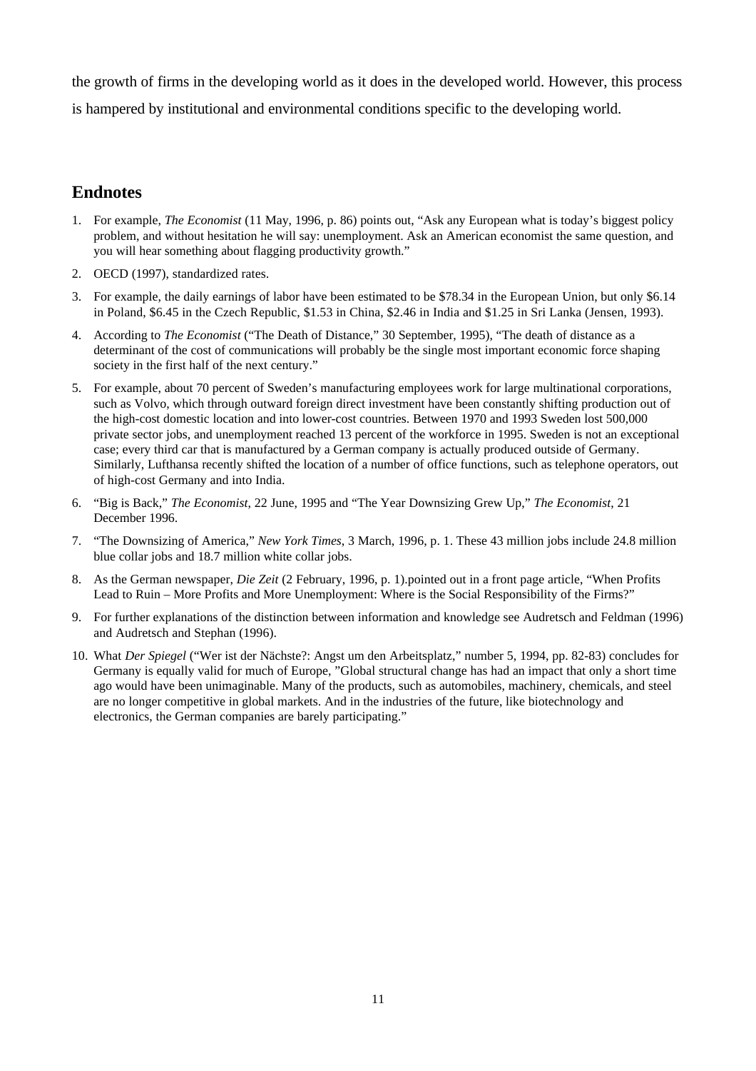the growth of firms in the developing world as it does in the developed world. However, this process is hampered by institutional and environmental conditions specific to the developing world.

## Endnotes

1. For example, *The Economist* (11 May, 1996, p. 86) points out, "Ask any European what is today's biggest policy problem, and without hesitation he will say: unemployment. Ask an American economist the same question, and you will hear something about flagging productivity growth."
2. OECD (1997), standardized rates.
3. For example, the daily earnings of labor have been estimated to be $78.34 in the European Union, but only $6.14 in Poland, $6.45 in the Czech Republic, $1.53 in China, $2.46 in India and $1.25 in Sri Lanka (Jensen, 1993).
4. According to *The Economist* ("The Death of Distance," 30 September, 1995), "The death of distance as a determinant of the cost of communications will probably be the single most important economic force shaping society in the first half of the next century."
5. For example, about 70 percent of Sweden's manufacturing employees work for large multinational corporations, such as Volvo, which through outward foreign direct investment have been constantly shifting production out of the high-cost domestic location and into lower-cost countries. Between 1970 and 1993 Sweden lost 500,000 private sector jobs, and unemployment reached 13 percent of the workforce in 1995. Sweden is not an exceptional case; every third car that is manufactured by a German company is actually produced outside of Germany. Similarly, Lufthansa recently shifted the location of a number of office functions, such as telephone operators, out of high-cost Germany and into India.
6. "Big is Back," *The Economist*, 22 June, 1995 and "The Year Downsizing Grew Up," *The Economist*, 21 December 1996.
7. "The Downsizing of America," *New York Times*, 3 March, 1996, p. 1. These 43 million jobs include 24.8 million blue collar jobs and 18.7 million white collar jobs.
8. As the German newspaper, *Die Zeit* (2 February, 1996, p. 1).pointed out in a front page article, "When Profits Lead to Ruin – More Profits and More Unemployment: Where is the Social Responsibility of the Firms?"
9. For further explanations of the distinction between information and knowledge see Audretsch and Feldman (1996) and Audretsch and Stephan (1996).
10. What *Der Spiegel* ("Wer ist der Nächste?: Angst um den Arbeitsplatz," number 5, 1994, pp. 82-83) concludes for Germany is equally valid for much of Europe, "Global structural change has had an impact that only a short time ago would have been unimaginable. Many of the products, such as automobiles, machinery, chemicals, and steel are no longer competitive in global markets. And in the industries of the future, like biotechnology and electronics, the German companies are barely participating."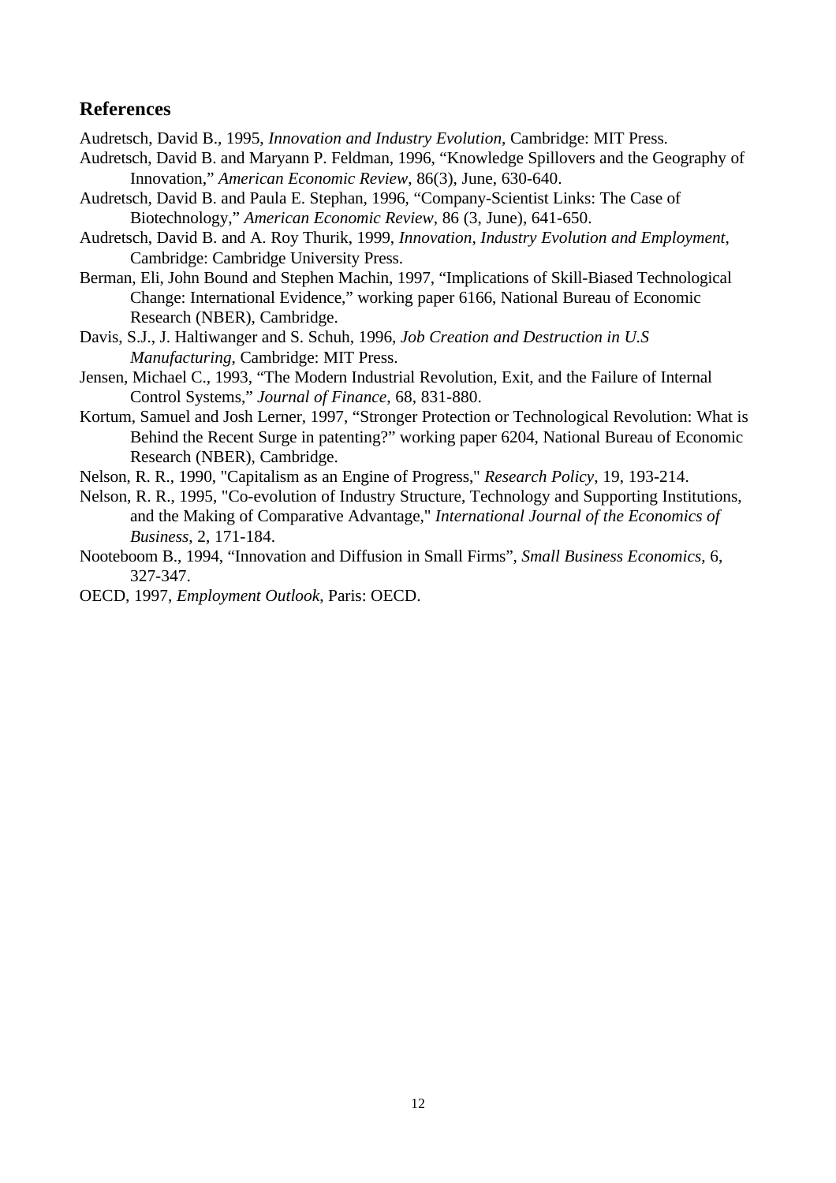## References

Audretsch, David B., 1995, *Innovation and Industry Evolution*, Cambridge: MIT Press.

Audretsch, David B. and Maryann P. Feldman, 1996, “Knowledge Spillovers and the Geography of Innovation,” *American Economic Review*, 86(3), June, 630-640.

Audretsch, David B. and Paula E. Stephan, 1996, “Company-Scientist Links: The Case of Biotechnology,” *American Economic Review*, 86 (3, June), 641-650.

Audretsch, David B. and A. Roy Thurik, 1999, *Innovation, Industry Evolution and Employment*, Cambridge: Cambridge University Press.

Berman, Eli, John Bound and Stephen Machin, 1997, “Implications of Skill-Biased Technological Change: International Evidence,” working paper 6166, National Bureau of Economic Research (NBER), Cambridge.

Davis, S.J., J. Haltiwanger and S. Schuh, 1996, *Job Creation and Destruction in U.S Manufacturing*, Cambridge: MIT Press.

Jensen, Michael C., 1993, “The Modern Industrial Revolution, Exit, and the Failure of Internal Control Systems,” *Journal of Finance*, 68, 831-880.

Kortum, Samuel and Josh Lerner, 1997, “Stronger Protection or Technological Revolution: What is Behind the Recent Surge in patenting?” working paper 6204, National Bureau of Economic Research (NBER), Cambridge.

Nelson, R. R., 1990, "Capitalism as an Engine of Progress," *Research Policy*, 19, 193-214.

Nelson, R. R., 1995, "Co-evolution of Industry Structure, Technology and Supporting Institutions, and the Making of Comparative Advantage," *International Journal of the Economics of Business*, 2, 171-184.

Nooteboom B., 1994, “Innovation and Diffusion in Small Firms”, *Small Business Economics*, 6, 327-347.

OECD, 1997, *Employment Outlook*, Paris: OECD.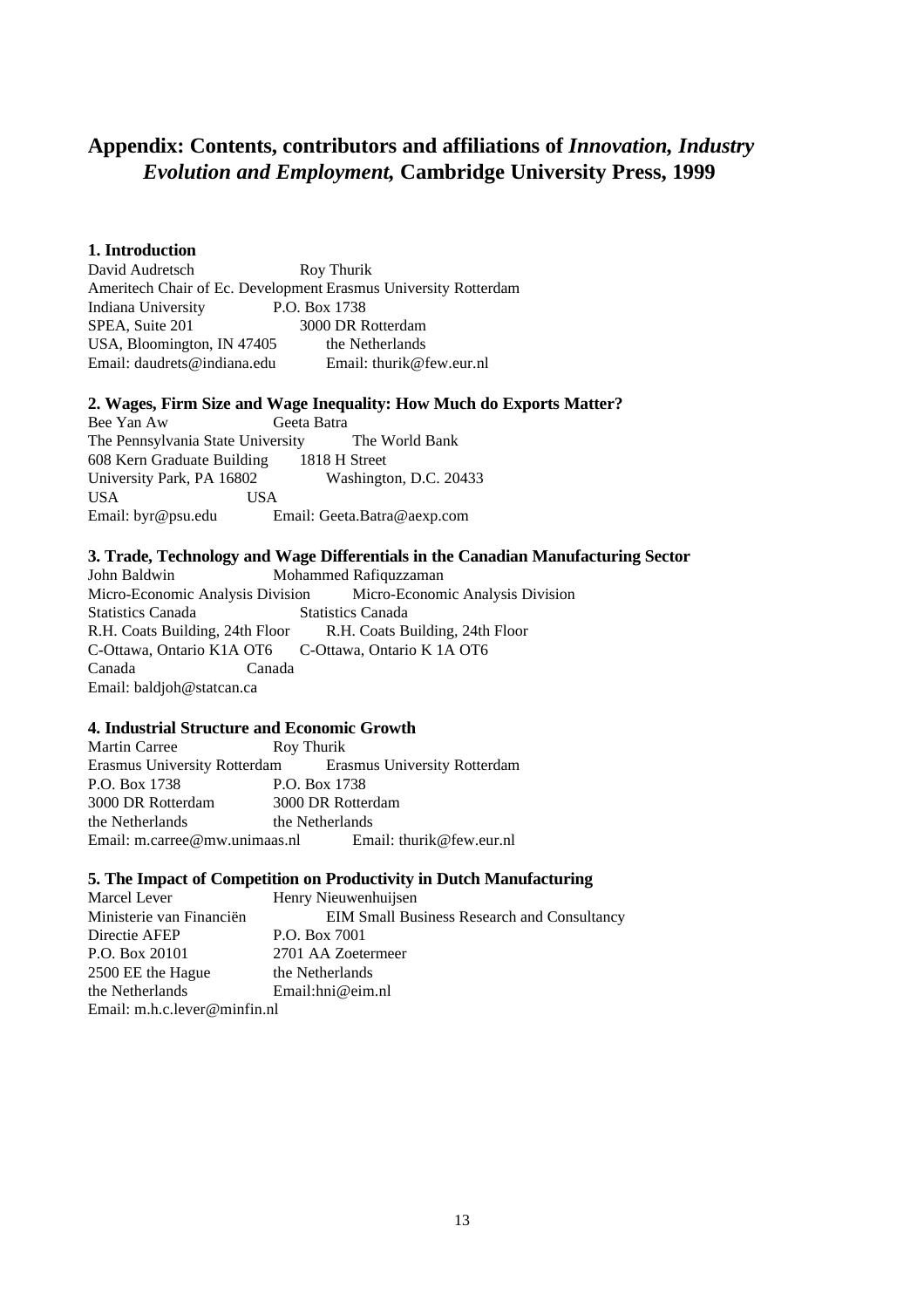## Appendix: Contents, contributors and affiliations of *Innovation, Industry Evolution and Employment,* Cambridge University Press, 1999

### 1. Introduction

David Audretsch
Ameritech Chair of Ec. Development
Indiana University
SPEA, Suite 201
USA, Bloomington, IN 47405
Email: daudrets@indiana.edu

Roy Thurik
Erasmus University Rotterdam
P.O. Box 1738
3000 DR Rotterdam
the Netherlands
Email: thurik@few.eur.nl

### 2. Wages, Firm Size and Wage Inequality: How Much do Exports Matter?

Bee Yan Aw
The Pennsylvania State University
608 Kern Graduate Building
University Park, PA 16802
USA
Email: byr@psu.edu

Geeta Batra
The World Bank
1818 H Street
Washington, D.C. 20433
USA
Email: Geeta.Batra@aexp.com

### 3. Trade, Technology and Wage Differentials in the Canadian Manufacturing Sector

John Baldwin
Micro-Economic Analysis Division
Statistics Canada
R.H. Coats Building, 24th Floor
C-Ottawa, Ontario K1A OT6
Canada
Email: baldjoh@statcan.ca

Mohammed Rafiquzzaman
Micro-Economic Analysis Division
Statistics Canada
R.H. Coats Building, 24th Floor
C-Ottawa, Ontario K 1A OT6
Canada

### 4. Industrial Structure and Economic Growth

Martin Carree
Erasmus University Rotterdam
P.O. Box 1738
3000 DR Rotterdam
the Netherlands
Email: m.carree@mw.unimaas.nl

Roy Thurik
Erasmus University Rotterdam
P.O. Box 1738
3000 DR Rotterdam
the Netherlands
Email: thurik@few.eur.nl

### 5. The Impact of Competition on Productivity in Dutch Manufacturing

Marcel Lever
Ministerie van Financiën
Directie AFEP
P.O. Box 20101
2500 EE the Hague
the Netherlands
Email: m.h.c.lever@minfin.nl

Henry Nieuwenhuijsen
EIM Small Business Research and Consultancy
P.O. Box 7001
2701 AA Zoetermeer
the Netherlands
Email:hni@eim.nl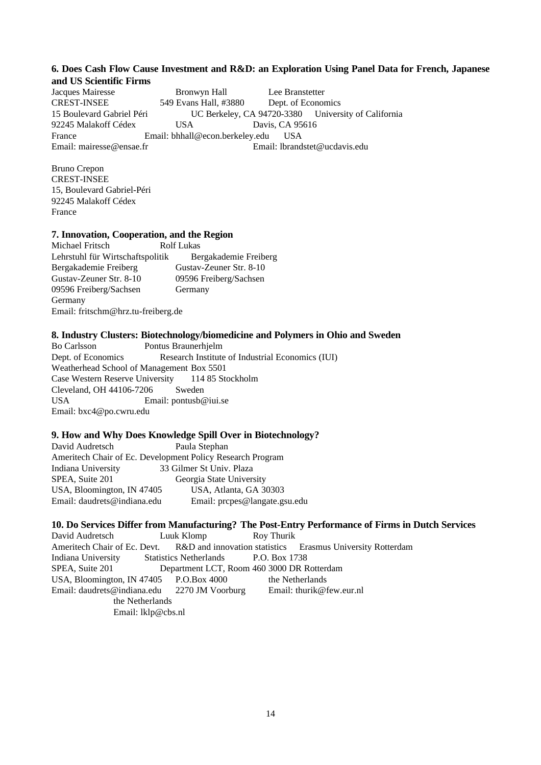**6. Does Cash Flow Cause Investment and R&D: an Exploration Using Panel Data for French, Japanese and US Scientific Firms**

Jacques Mairesse
CREST-INSEE
15 Boulevard Gabriel Péri
92245 Malakoff Cédex
France
Email: mairesse@ensae.fr

Bronwyn Hall
549 Evans Hall, #3880
UC Berkeley, CA 94720-3380
USA
Email: bhhall@econ.berkeley.edu

Lee Branstetter
Dept. of Economics
University of California
Davis, CA 95616
USA
Email: lbrandstet@ucdavis.edu

Bruno Crepon
CREST-INSEE
15, Boulevard Gabriel-Péri
92245 Malakoff Cédex
France

**7. Innovation, Cooperation, and the Region**

Michael Fritsch
Lehrstuhl für Wirtschaftspolitik
Bergakademie Freiberg
Gustav-Zeuner Str. 8-10
09596 Freiberg/Sachsen
Germany
Email: fritschm@hrz.tu-freiberg.de

Rolf Lukas
Bergakademie Freiberg
Gustav-Zeuner Str. 8-10
09596 Freiberg/Sachsen
Germany

**8. Industry Clusters: Biotechnology/biomedicine and Polymers in Ohio and Sweden**

Bo Carlsson
Dept. of Economics
Weatherhead School of Management
Case Western Reserve University
Cleveland, OH 44106-7206
USA
Email: bxc4@po.cwru.edu

Pontus Braunerhjelm
Research Institute of Industrial Economics (IUI)
Box 5501
114 85 Stockholm
Sweden
Email: pontusb@iui.se

**9. How and Why Does Knowledge Spill Over in Biotechnology?**

David Audretsch
Ameritech Chair of Ec. Development
Indiana University
SPEA, Suite 201
USA, Bloomington, IN 47405
Email: daudrets@indiana.edu

Paula Stephan
Policy Research Program
33 Gilmer St Univ. Plaza
Georgia State University
USA, Atlanta, GA 30303
Email: prcpes@langate.gsu.edu

**10. Do Services Differ from Manufacturing? The Post-Entry Performance of Firms in Dutch Services**

David Audretsch
Ameritech Chair of Ec. Devt.
Indiana University
SPEA, Suite 201
USA, Bloomington, IN 47405
Email: daudrets@indiana.edu

Luuk Klomp
R&D and innovation statistics
Statistics Netherlands
Department LCT, Room 460
P.O.Box 4000
2270 JM Voorburg
the Netherlands
Email: lklp@cbs.nl

Roy Thurik
Erasmus University Rotterdam
P.O. Box 1738
3000 DR Rotterdam
the Netherlands
Email: thurik@few.eur.nl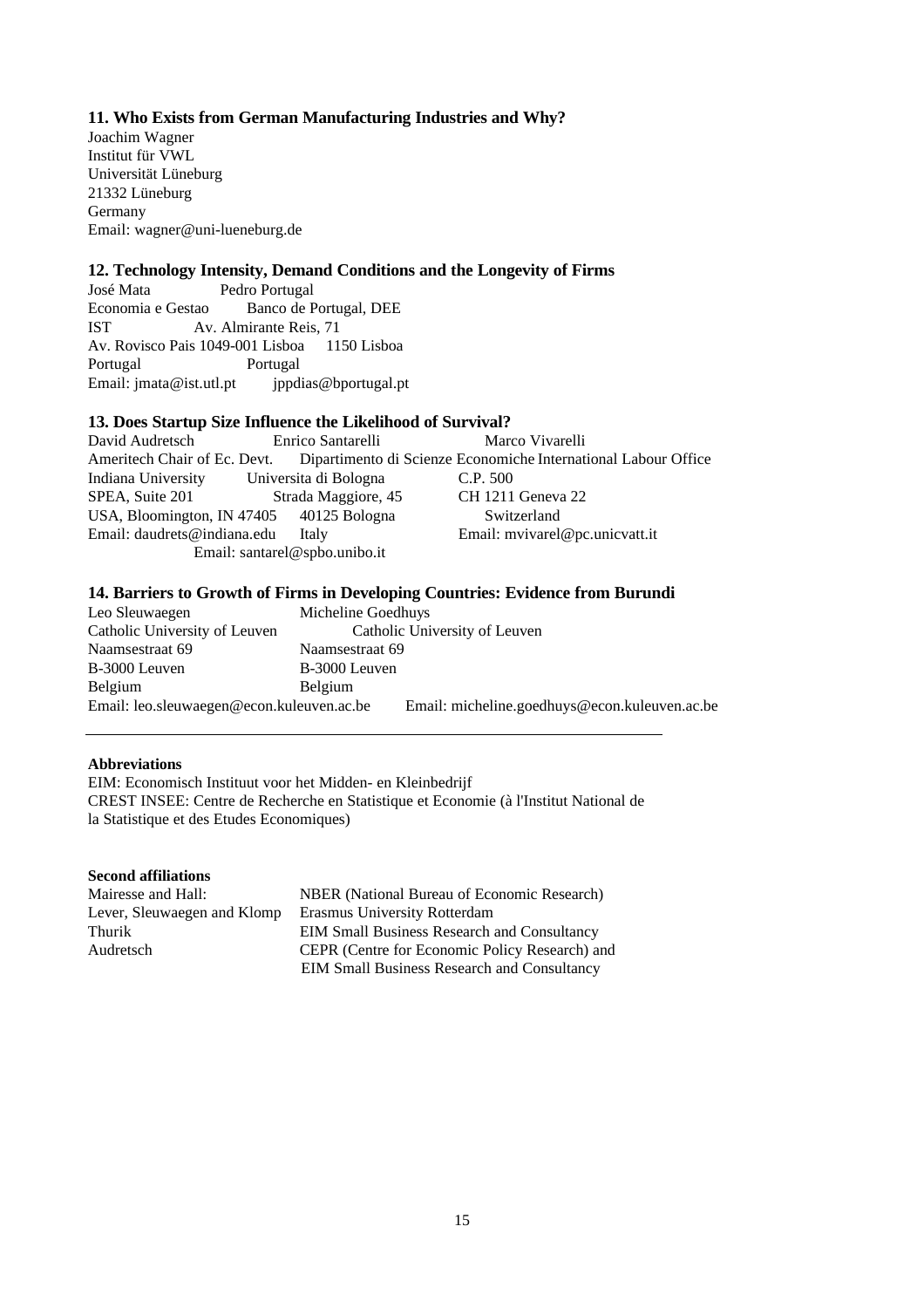**11. Who Exists from German Manufacturing Industries and Why?**

Joachim Wagner
Institut für VWL
Universität Lüneburg
21332 Lüneburg
Germany
Email: wagner@uni-lueneburg.de

**12. Technology Intensity, Demand Conditions and the Longevity of Firms**

José Mata
Economia e Gestao
IST
Av. Rovisco Pais 1049-001 Lisboa
Portugal
Email: jmata@ist.utl.pt

Pedro Portugal
Banco de Portugal, DEE
Av. Almirante Reis, 71
1150 Lisboa
Portugal
jppdias@bportugal.pt

**13. Does Startup Size Influence the Likelihood of Survival?**

David Audretsch
Ameritech Chair of Ec. Devt.
Indiana University
SPEA, Suite 201
USA, Bloomington, IN 47405
Email: daudrets@indiana.edu

Enrico Santarelli
Dipartimento di Scienze Economiche
Universita di Bologna
Strada Maggiore, 45
40125 Bologna
Italy
Email: santarel@spbo.unibo.it

Marco Vivarelli
International Labour Office
C.P. 500
CH 1211 Geneva 22
Switzerland
Email: mvivarel@pc.unicvatt.it

**14. Barriers to Growth of Firms in Developing Countries: Evidence from Burundi**

Leo Sleuwaegen
Catholic University of Leuven
Naamsestraat 69
B-3000 Leuven
Belgium
Email: leo.sleuwaegen@econ.kuleuven.ac.be

Micheline Goedhuys
Catholic University of Leuven
Naamsestraat 69
B-3000 Leuven
Belgium
Email: micheline.goedhuys@econ.kuleuven.ac.be

---

**Abbreviations**

EIM: Economisch Instituut voor het Midden- en Kleinbedrijf
CREST INSEE: Centre de Recherche en Statistique et Economie (à l'Institut National de la Statistique et des Etudes Economiques)

**Second affiliations**

| | |
|---|---|
| Mairesse and Hall: | NBER (National Bureau of Economic Research) |
| Lever, Sleuwaegen and Klomp | Erasmus University Rotterdam |
| Thurik | EIM Small Business Research and Consultancy |
| Audretsch | CEPR (Centre for Economic Policy Research) and EIM Small Business Research and Consultancy |